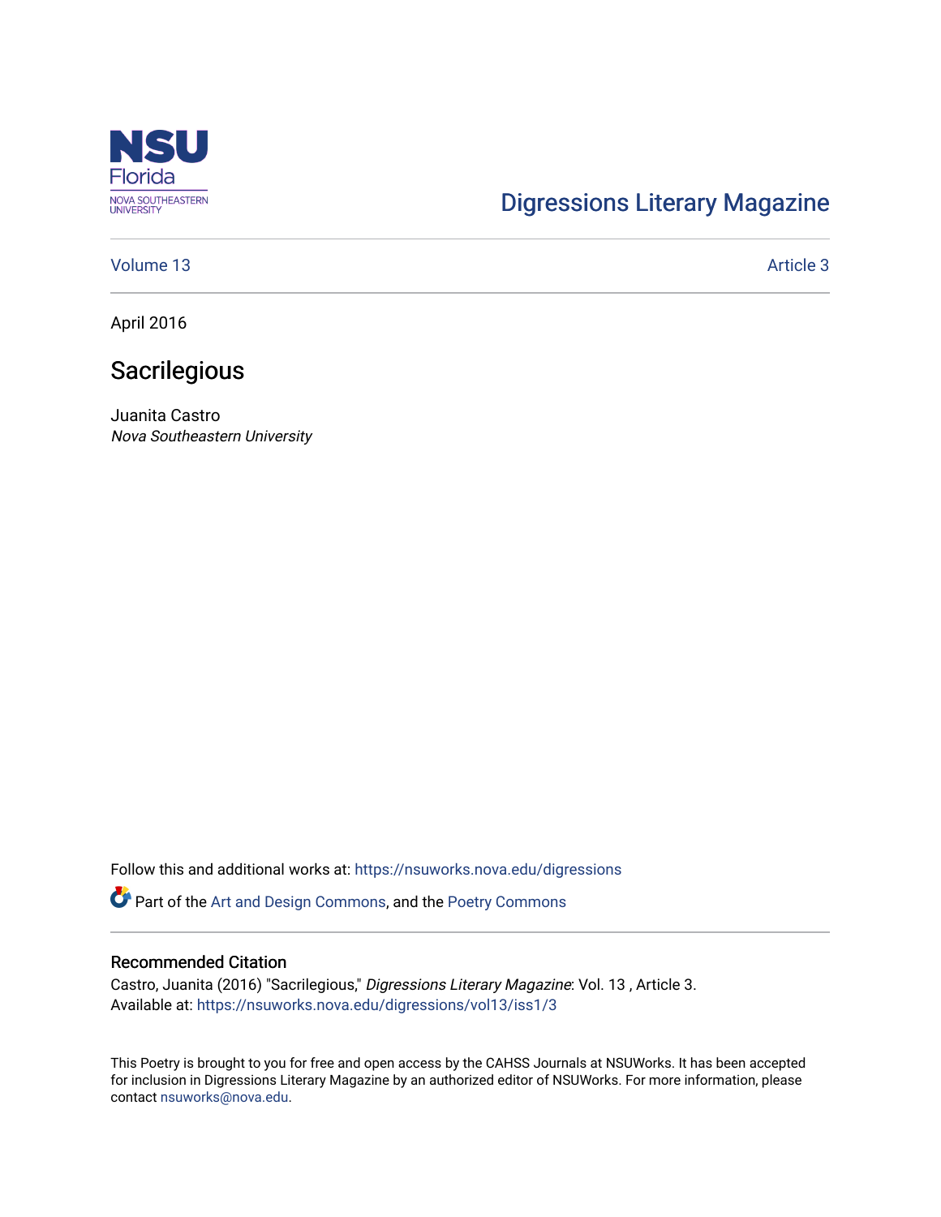Digressions Literary Magazine

Volume 13 | Article 3

April 2016

# Sacrilegious

Juanita Castro
*Nova Southeastern University*

Follow this and additional works at: https://nsuworks.nova.edu/digressions

Part of the Art and Design Commons, and the Poetry Commons

## Recommended Citation

Castro, Juanita (2016) "Sacrilegious," *Digressions Literary Magazine*: Vol. 13 , Article 3.
Available at: https://nsuworks.nova.edu/digressions/vol13/iss1/3

This Poetry is brought to you for free and open access by the CAHSS Journals at NSUWorks. It has been accepted for inclusion in Digressions Literary Magazine by an authorized editor of NSUWorks. For more information, please contact nsuworks@nova.edu.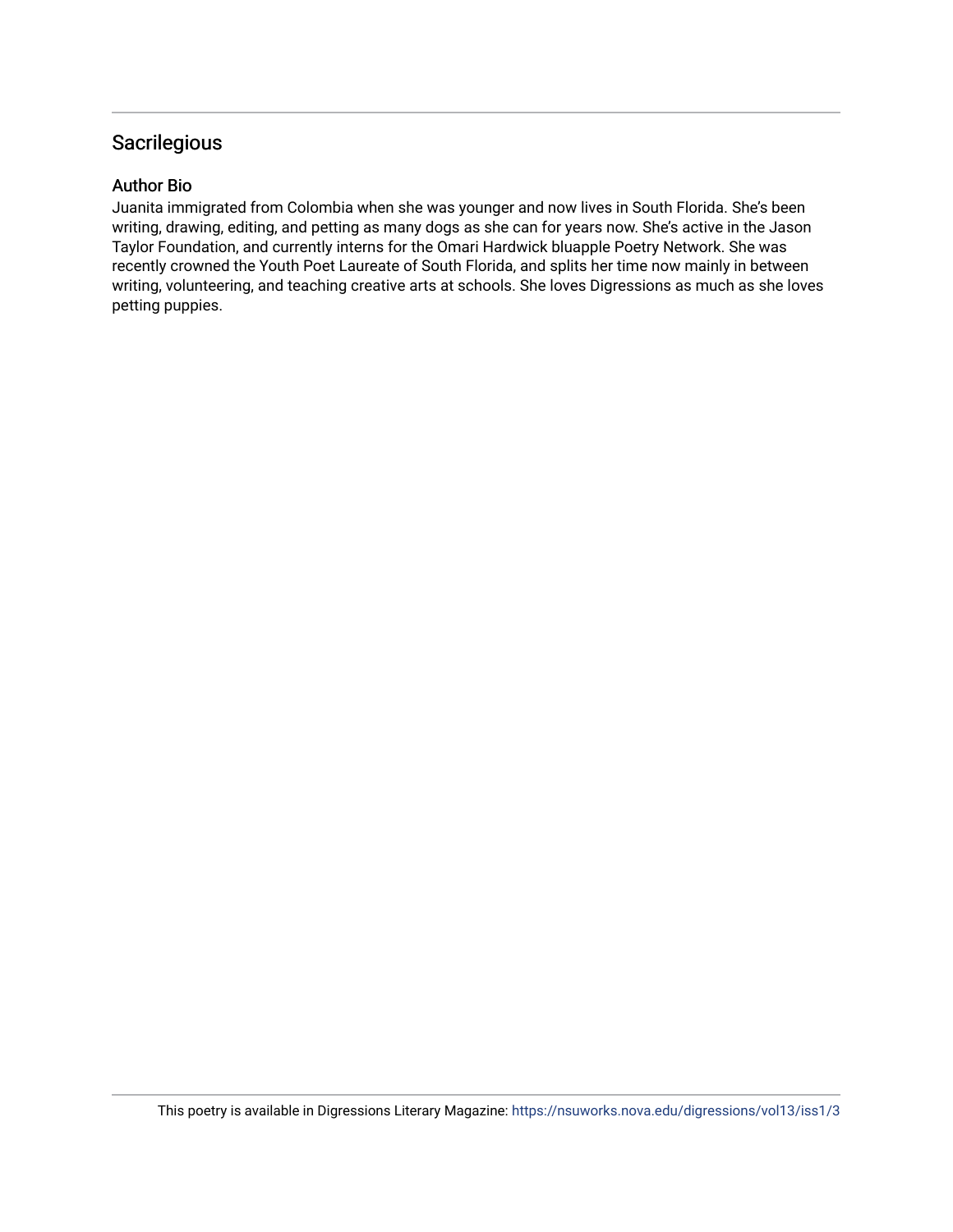## Sacrilegious

### Author Bio

Juanita immigrated from Colombia when she was younger and now lives in South Florida. She's been writing, drawing, editing, and petting as many dogs as she can for years now. She's active in the Jason Taylor Foundation, and currently interns for the Omari Hardwick bluapple Poetry Network. She was recently crowned the Youth Poet Laureate of South Florida, and splits her time now mainly in between writing, volunteering, and teaching creative arts at schools. She loves Digressions as much as she loves petting puppies.

This poetry is available in Digressions Literary Magazine: https://nsuworks.nova.edu/digressions/vol13/iss1/3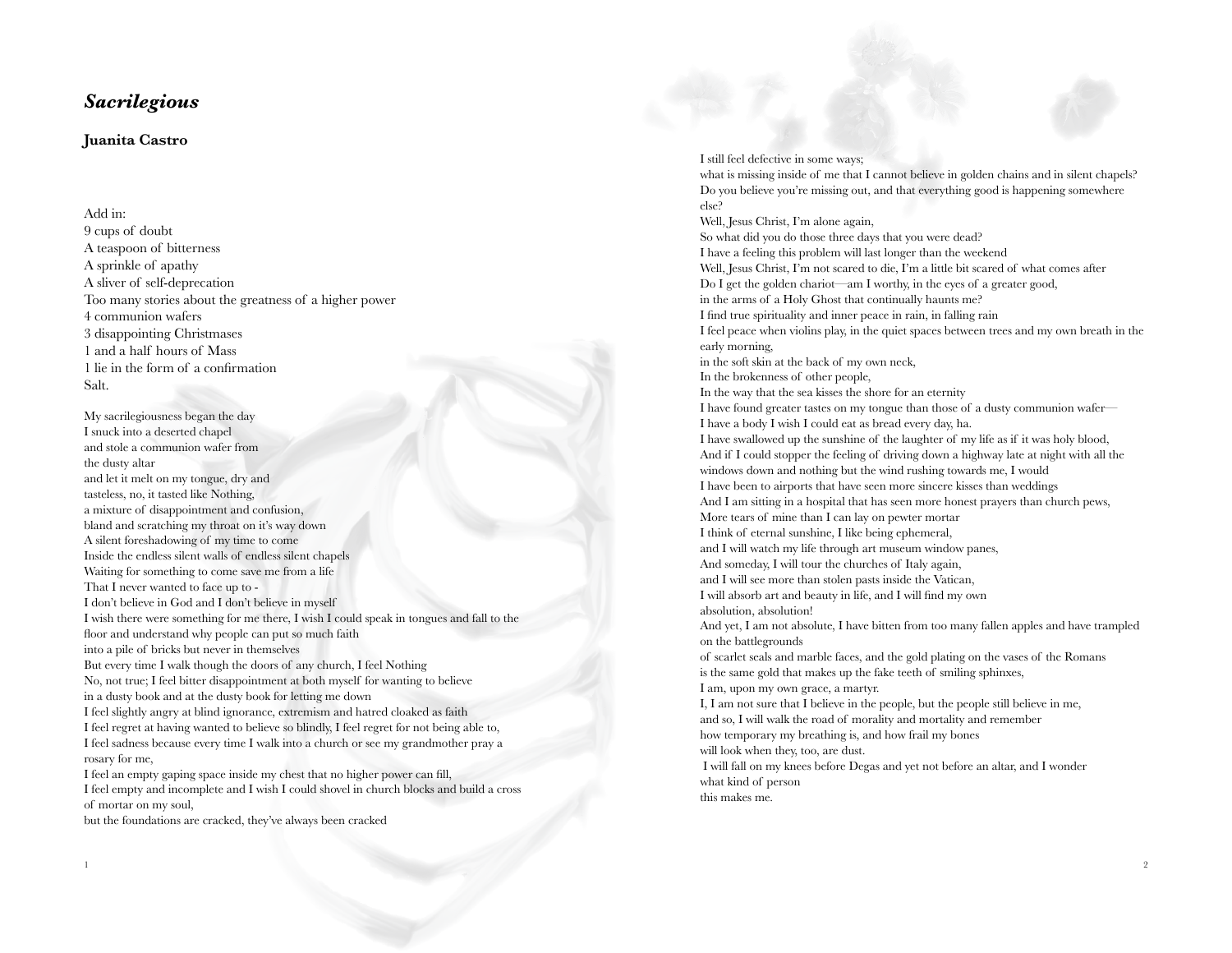## *Sacrilegious*

**Juanita Castro**

Add in:
9 cups of doubt
A teaspoon of bitterness
A sprinkle of apathy
A sliver of self-deprecation
Too many stories about the greatness of a higher power
4 communion wafers
3 disappointing Christmases
1 and a half hours of Mass
1 lie in the form of a confirmation
Salt.

My sacrilegiousness began the day
I snuck into a deserted chapel
and stole a communion wafer from
the dusty altar
and let it melt on my tongue, dry and
tasteless, no, it tasted like Nothing,
a mixture of disappointment and confusion,
bland and scratching my throat on it's way down
A silent foreshadowing of my time to come
Inside the endless silent walls of endless silent chapels
Waiting for something to come save me from a life
That I never wanted to face up to -
I don't believe in God and I don't believe in myself
I wish there were something for me there, I wish I could speak in tongues and fall to the floor and understand why people can put so much faith
into a pile of bricks but never in themselves
But every time I walk though the doors of any church, I feel Nothing
No, not true; I feel bitter disappointment at both myself for wanting to believe
in a dusty book and at the dusty book for letting me down
I feel slightly angry at blind ignorance, extremism and hatred cloaked as faith
I feel regret at having wanted to believe so blindly, I feel regret for not being able to,
I feel sadness because every time I walk into a church or see my grandmother pray a rosary for me,
I feel an empty gaping space inside my chest that no higher power can fill,
I feel empty and incomplete and I wish I could shovel in church blocks and build a cross of mortar on my soul,
but the foundations are cracked, they've always been cracked

I still feel defective in some ways;
what is missing inside of me that I cannot believe in golden chains and in silent chapels?
Do you believe you're missing out, and that everything good is happening somewhere else?
Well, Jesus Christ, I'm alone again,
So what did you do those three days that you were dead?
I have a feeling this problem will last longer than the weekend
Well, Jesus Christ, I'm not scared to die, I'm a little bit scared of what comes after
Do I get the golden chariot—am I worthy, in the eyes of a greater good,
in the arms of a Holy Ghost that continually haunts me?
I find true spirituality and inner peace in rain, in falling rain
I feel peace when violins play, in the quiet spaces between trees and my own breath in the early morning,
in the soft skin at the back of my own neck,
In the brokenness of other people,
In the way that the sea kisses the shore for an eternity
I have found greater tastes on my tongue than those of a dusty communion wafer—
I have a body I wish I could eat as bread every day, ha.
I have swallowed up the sunshine of the laughter of my life as if it was holy blood,
And if I could stopper the feeling of driving down a highway late at night with all the windows down and nothing but the wind rushing towards me, I would
I have been to airports that have seen more sincere kisses than weddings
And I am sitting in a hospital that has seen more honest prayers than church pews,
More tears of mine than I can lay on pewter mortar
I think of eternal sunshine, I like being ephemeral,
and I will watch my life through art museum window panes,
And someday, I will tour the churches of Italy again,
and I will see more than stolen pasts inside the Vatican,
I will absorb art and beauty in life, and I will find my own
absolution, absolution!
And yet, I am not absolute, I have bitten from too many fallen apples and have trampled on the battlegrounds
of scarlet seals and marble faces, and the gold plating on the vases of the Romans
is the same gold that makes up the fake teeth of smiling sphinxes,
I am, upon my own grace, a martyr.
I, I am not sure that I believe in the people, but the people still believe in me,
and so, I will walk the road of morality and mortality and remember
how temporary my breathing is, and how frail my bones
will look when they, too, are dust.
I will fall on my knees before Degas and yet not before an altar, and I wonder
what kind of person
this makes me.